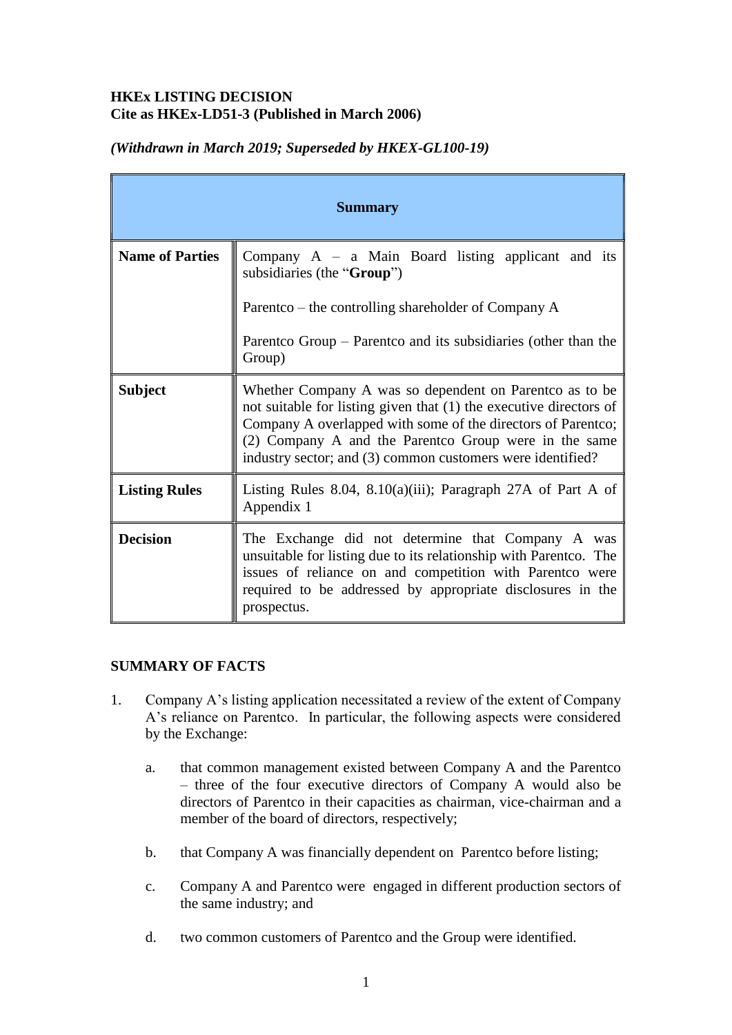**HKEx LISTING DECISION**
**Cite as HKEx-LD51-3 (Published in March 2006)**

***(Withdrawn in March 2019; Superseded by HKEX-GL100-19)***

| **Summary** | |
|---|---|
| **Name of Parties** | Company A – a Main Board listing applicant and its subsidiaries (the "**Group**")<br><br>Parentco – the controlling shareholder of Company A<br><br>Parentco Group – Parentco and its subsidiaries (other than the Group) |
| **Subject** | Whether Company A was so dependent on Parentco as to be not suitable for listing given that (1) the executive directors of Company A overlapped with some of the directors of Parentco; (2) Company A and the Parentco Group were in the same industry sector; and (3) common customers were identified? |
| **Listing Rules** | Listing Rules 8.04, 8.10(a)(iii); Paragraph 27A of Part A of Appendix 1 |
| **Decision** | The Exchange did not determine that Company A was unsuitable for listing due to its relationship with Parentco. The issues of reliance on and competition with Parentco were required to be addressed by appropriate disclosures in the prospectus. |

## SUMMARY OF FACTS

1. Company A's listing application necessitated a review of the extent of Company A's reliance on Parentco. In particular, the following aspects were considered by the Exchange:

    a. that common management existed between Company A and the Parentco – three of the four executive directors of Company A would also be directors of Parentco in their capacities as chairman, vice-chairman and a member of the board of directors, respectively;

    b. that Company A was financially dependent on Parentco before listing;

    c. Company A and Parentco were engaged in different production sectors of the same industry; and

    d. two common customers of Parentco and the Group were identified.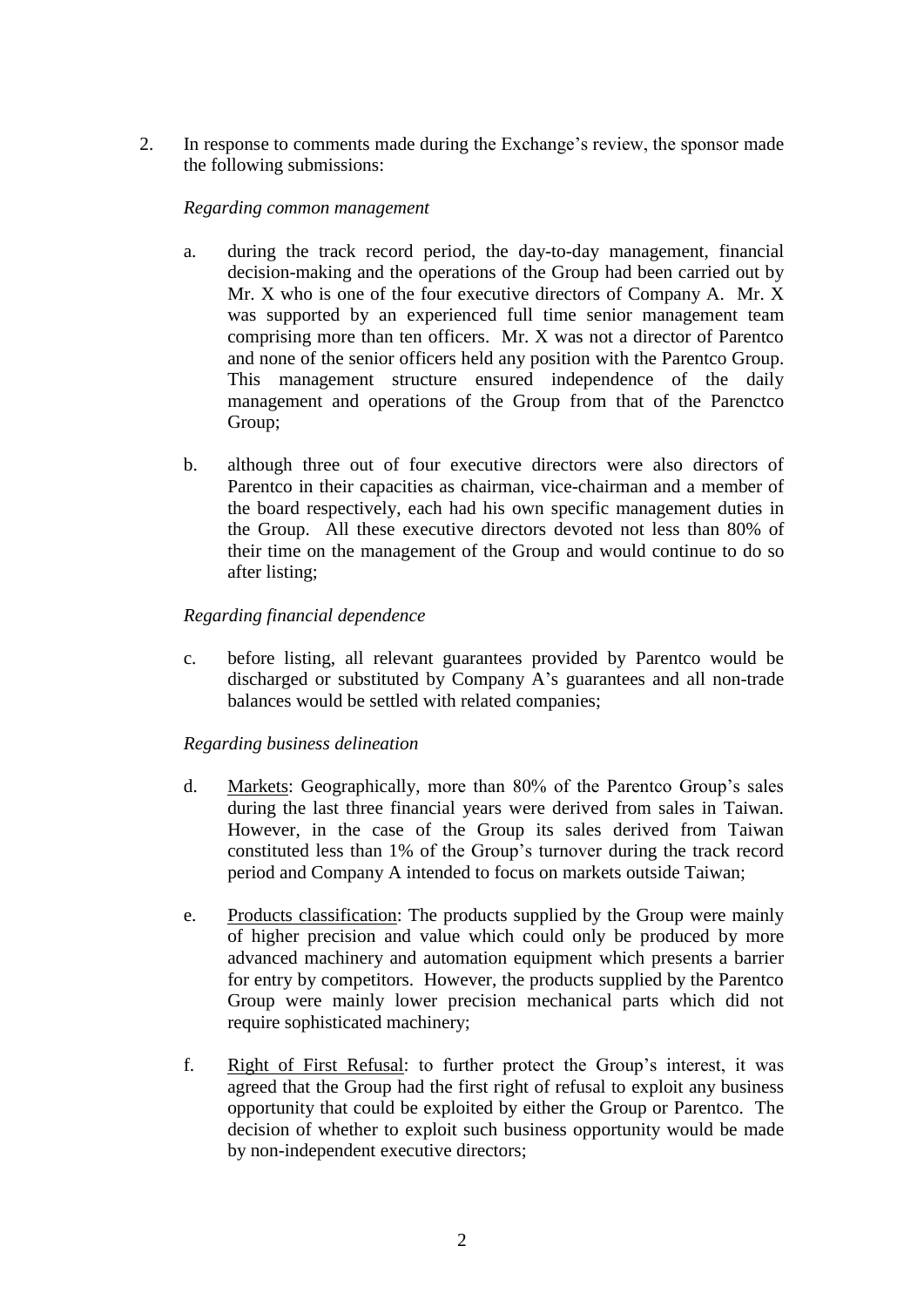2. In response to comments made during the Exchange's review, the sponsor made the following submissions:

   *Regarding common management*

   a. during the track record period, the day-to-day management, financial decision-making and the operations of the Group had been carried out by Mr. X who is one of the four executive directors of Company A. Mr. X was supported by an experienced full time senior management team comprising more than ten officers. Mr. X was not a director of Parentco and none of the senior officers held any position with the Parentco Group. This management structure ensured independence of the daily management and operations of the Group from that of the Parenctco Group;

   b. although three out of four executive directors were also directors of Parentco in their capacities as chairman, vice-chairman and a member of the board respectively, each had his own specific management duties in the Group. All these executive directors devoted not less than 80% of their time on the management of the Group and would continue to do so after listing;

   *Regarding financial dependence*

   c. before listing, all relevant guarantees provided by Parentco would be discharged or substituted by Company A's guarantees and all non-trade balances would be settled with related companies;

   *Regarding business delineation*

   d. Markets: Geographically, more than 80% of the Parentco Group's sales during the last three financial years were derived from sales in Taiwan. However, in the case of the Group its sales derived from Taiwan constituted less than 1% of the Group's turnover during the track record period and Company A intended to focus on markets outside Taiwan;

   e. Products classification: The products supplied by the Group were mainly of higher precision and value which could only be produced by more advanced machinery and automation equipment which presents a barrier for entry by competitors. However, the products supplied by the Parentco Group were mainly lower precision mechanical parts which did not require sophisticated machinery;

   f. Right of First Refusal: to further protect the Group's interest, it was agreed that the Group had the first right of refusal to exploit any business opportunity that could be exploited by either the Group or Parentco. The decision of whether to exploit such business opportunity would be made by non-independent executive directors;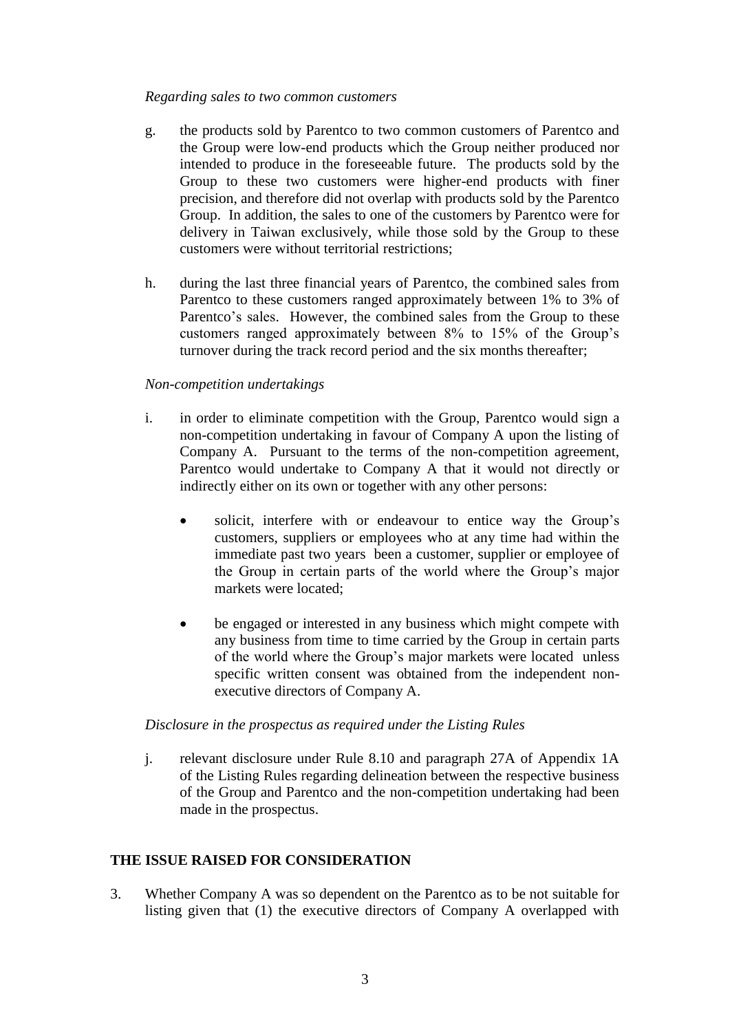*Regarding sales to two common customers*

g. the products sold by Parentco to two common customers of Parentco and the Group were low-end products which the Group neither produced nor intended to produce in the foreseeable future. The products sold by the Group to these two customers were higher-end products with finer precision, and therefore did not overlap with products sold by the Parentco Group. In addition, the sales to one of the customers by Parentco were for delivery in Taiwan exclusively, while those sold by the Group to these customers were without territorial restrictions;

h. during the last three financial years of Parentco, the combined sales from Parentco to these customers ranged approximately between 1% to 3% of Parentco's sales. However, the combined sales from the Group to these customers ranged approximately between 8% to 15% of the Group's turnover during the track record period and the six months thereafter;

*Non-competition undertakings*

i. in order to eliminate competition with the Group, Parentco would sign a non-competition undertaking in favour of Company A upon the listing of Company A. Pursuant to the terms of the non-competition agreement, Parentco would undertake to Company A that it would not directly or indirectly either on its own or together with any other persons:

   - solicit, interfere with or endeavour to entice way the Group's customers, suppliers or employees who at any time had within the immediate past two years been a customer, supplier or employee of the Group in certain parts of the world where the Group's major markets were located;

   - be engaged or interested in any business which might compete with any business from time to time carried by the Group in certain parts of the world where the Group's major markets were located unless specific written consent was obtained from the independent non-executive directors of Company A.

*Disclosure in the prospectus as required under the Listing Rules*

j. relevant disclosure under Rule 8.10 and paragraph 27A of Appendix 1A of the Listing Rules regarding delineation between the respective business of the Group and Parentco and the non-competition undertaking had been made in the prospectus.

## THE ISSUE RAISED FOR CONSIDERATION

3. Whether Company A was so dependent on the Parentco as to be not suitable for listing given that (1) the executive directors of Company A overlapped with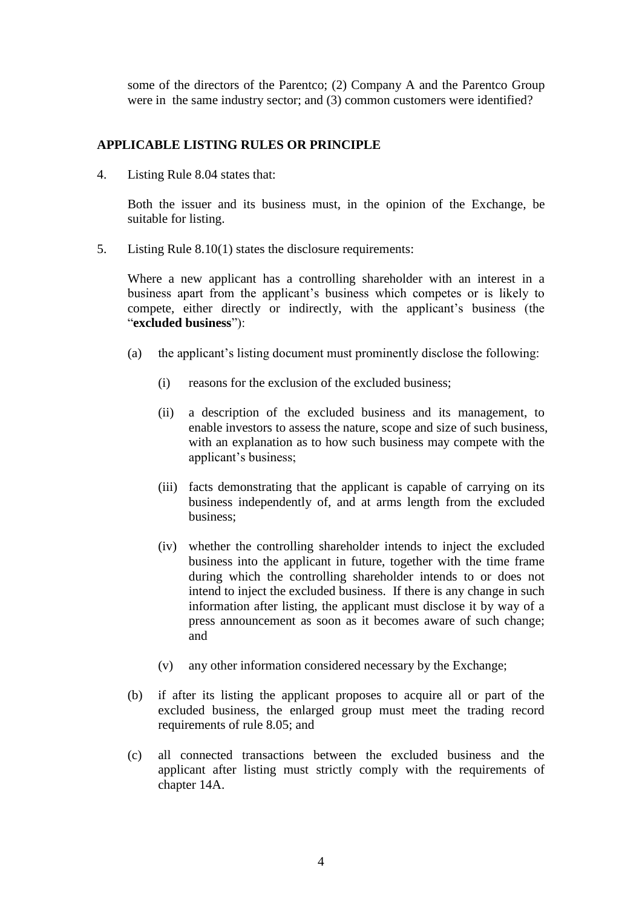some of the directors of the Parentco; (2) Company A and the Parentco Group were in the same industry sector; and (3) common customers were identified?

## APPLICABLE LISTING RULES OR PRINCIPLE

4. Listing Rule 8.04 states that:

   Both the issuer and its business must, in the opinion of the Exchange, be suitable for listing.

5. Listing Rule 8.10(1) states the disclosure requirements:

   Where a new applicant has a controlling shareholder with an interest in a business apart from the applicant's business which competes or is likely to compete, either directly or indirectly, with the applicant's business (the "**excluded business**"):

   (a) the applicant's listing document must prominently disclose the following:

      (i) reasons for the exclusion of the excluded business;

      (ii) a description of the excluded business and its management, to enable investors to assess the nature, scope and size of such business, with an explanation as to how such business may compete with the applicant's business;

      (iii) facts demonstrating that the applicant is capable of carrying on its business independently of, and at arms length from the excluded business;

      (iv) whether the controlling shareholder intends to inject the excluded business into the applicant in future, together with the time frame during which the controlling shareholder intends to or does not intend to inject the excluded business. If there is any change in such information after listing, the applicant must disclose it by way of a press announcement as soon as it becomes aware of such change; and

      (v) any other information considered necessary by the Exchange;

   (b) if after its listing the applicant proposes to acquire all or part of the excluded business, the enlarged group must meet the trading record requirements of rule 8.05; and

   (c) all connected transactions between the excluded business and the applicant after listing must strictly comply with the requirements of chapter 14A.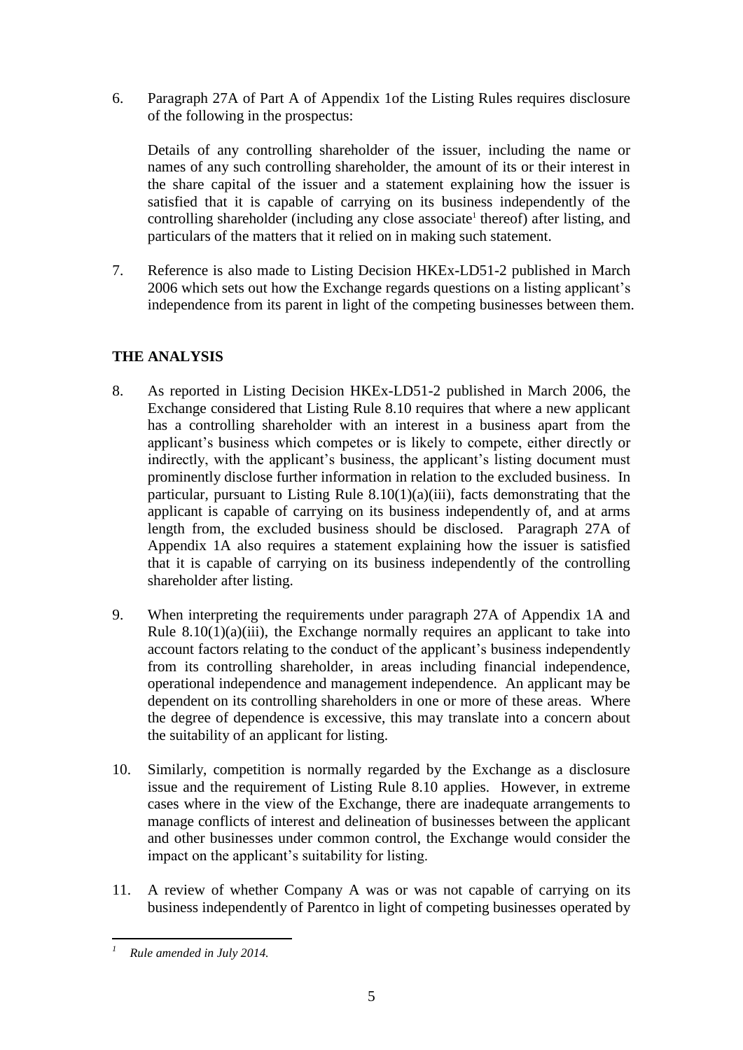6. Paragraph 27A of Part A of Appendix 1of the Listing Rules requires disclosure of the following in the prospectus:

   Details of any controlling shareholder of the issuer, including the name or names of any such controlling shareholder, the amount of its or their interest in the share capital of the issuer and a statement explaining how the issuer is satisfied that it is capable of carrying on its business independently of the controlling shareholder (including any close associate[1] thereof) after listing, and particulars of the matters that it relied on in making such statement.

7. Reference is also made to Listing Decision HKEx-LD51-2 published in March 2006 which sets out how the Exchange regards questions on a listing applicant's independence from its parent in light of the competing businesses between them.

## THE ANALYSIS

8. As reported in Listing Decision HKEx-LD51-2 published in March 2006, the Exchange considered that Listing Rule 8.10 requires that where a new applicant has a controlling shareholder with an interest in a business apart from the applicant's business which competes or is likely to compete, either directly or indirectly, with the applicant's business, the applicant's listing document must prominently disclose further information in relation to the excluded business. In particular, pursuant to Listing Rule 8.10(1)(a)(iii), facts demonstrating that the applicant is capable of carrying on its business independently of, and at arms length from, the excluded business should be disclosed. Paragraph 27A of Appendix 1A also requires a statement explaining how the issuer is satisfied that it is capable of carrying on its business independently of the controlling shareholder after listing.

9. When interpreting the requirements under paragraph 27A of Appendix 1A and Rule 8.10(1)(a)(iii), the Exchange normally requires an applicant to take into account factors relating to the conduct of the applicant's business independently from its controlling shareholder, in areas including financial independence, operational independence and management independence. An applicant may be dependent on its controlling shareholders in one or more of these areas. Where the degree of dependence is excessive, this may translate into a concern about the suitability of an applicant for listing.

10. Similarly, competition is normally regarded by the Exchange as a disclosure issue and the requirement of Listing Rule 8.10 applies. However, in extreme cases where in the view of the Exchange, there are inadequate arrangements to manage conflicts of interest and delineation of businesses between the applicant and other businesses under common control, the Exchange would consider the impact on the applicant's suitability for listing.

11. A review of whether Company A was or was not capable of carrying on its business independently of Parentco in light of competing businesses operated by

---

[1] *Rule amended in July 2014.*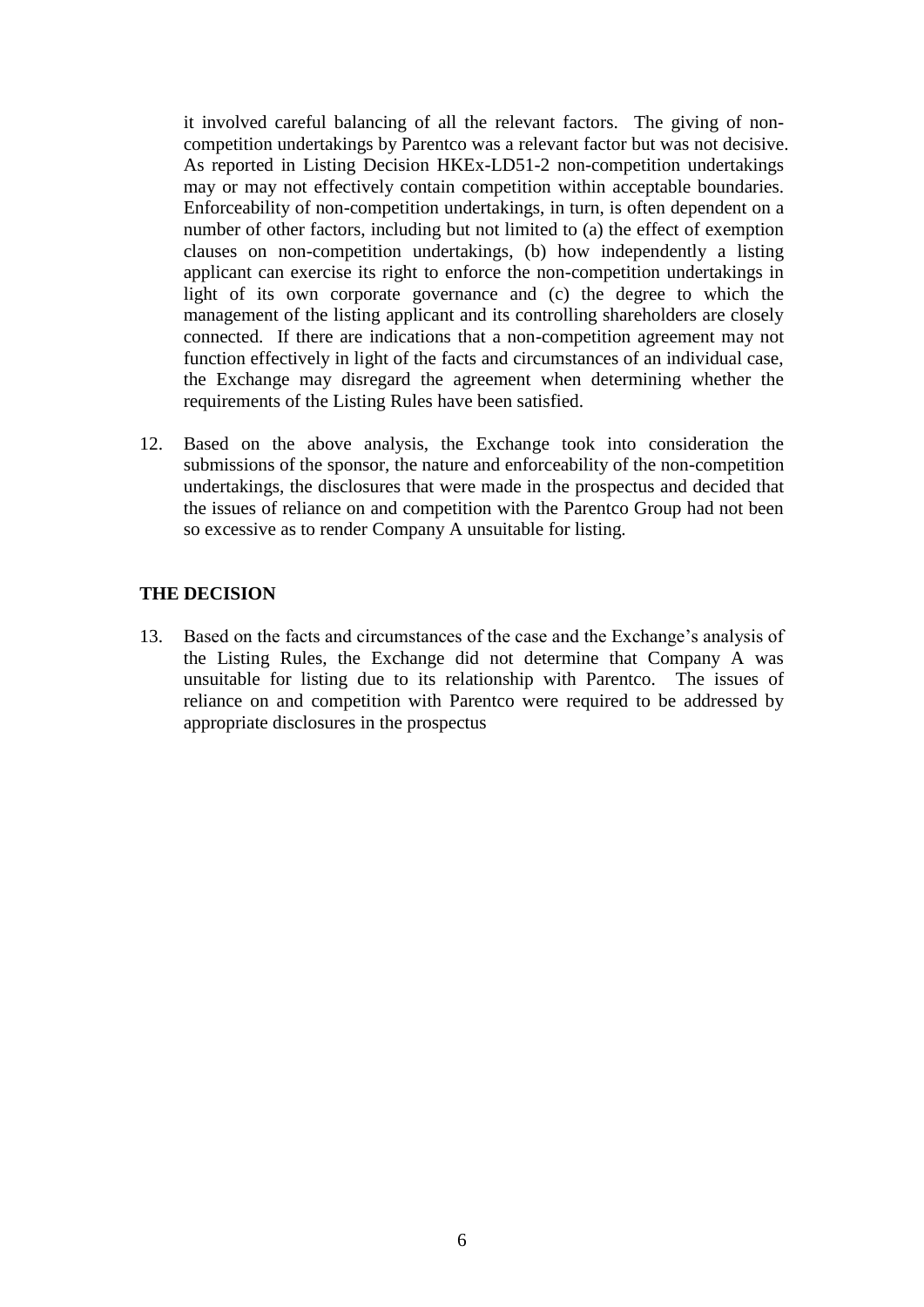it involved careful balancing of all the relevant factors. The giving of non-competition undertakings by Parentco was a relevant factor but was not decisive. As reported in Listing Decision HKEx-LD51-2 non-competition undertakings may or may not effectively contain competition within acceptable boundaries. Enforceability of non-competition undertakings, in turn, is often dependent on a number of other factors, including but not limited to (a) the effect of exemption clauses on non-competition undertakings, (b) how independently a listing applicant can exercise its right to enforce the non-competition undertakings in light of its own corporate governance and (c) the degree to which the management of the listing applicant and its controlling shareholders are closely connected. If there are indications that a non-competition agreement may not function effectively in light of the facts and circumstances of an individual case, the Exchange may disregard the agreement when determining whether the requirements of the Listing Rules have been satisfied.

12. Based on the above analysis, the Exchange took into consideration the submissions of the sponsor, the nature and enforceability of the non-competition undertakings, the disclosures that were made in the prospectus and decided that the issues of reliance on and competition with the Parentco Group had not been so excessive as to render Company A unsuitable for listing.

## THE DECISION

13. Based on the facts and circumstances of the case and the Exchange's analysis of the Listing Rules, the Exchange did not determine that Company A was unsuitable for listing due to its relationship with Parentco. The issues of reliance on and competition with Parentco were required to be addressed by appropriate disclosures in the prospectus